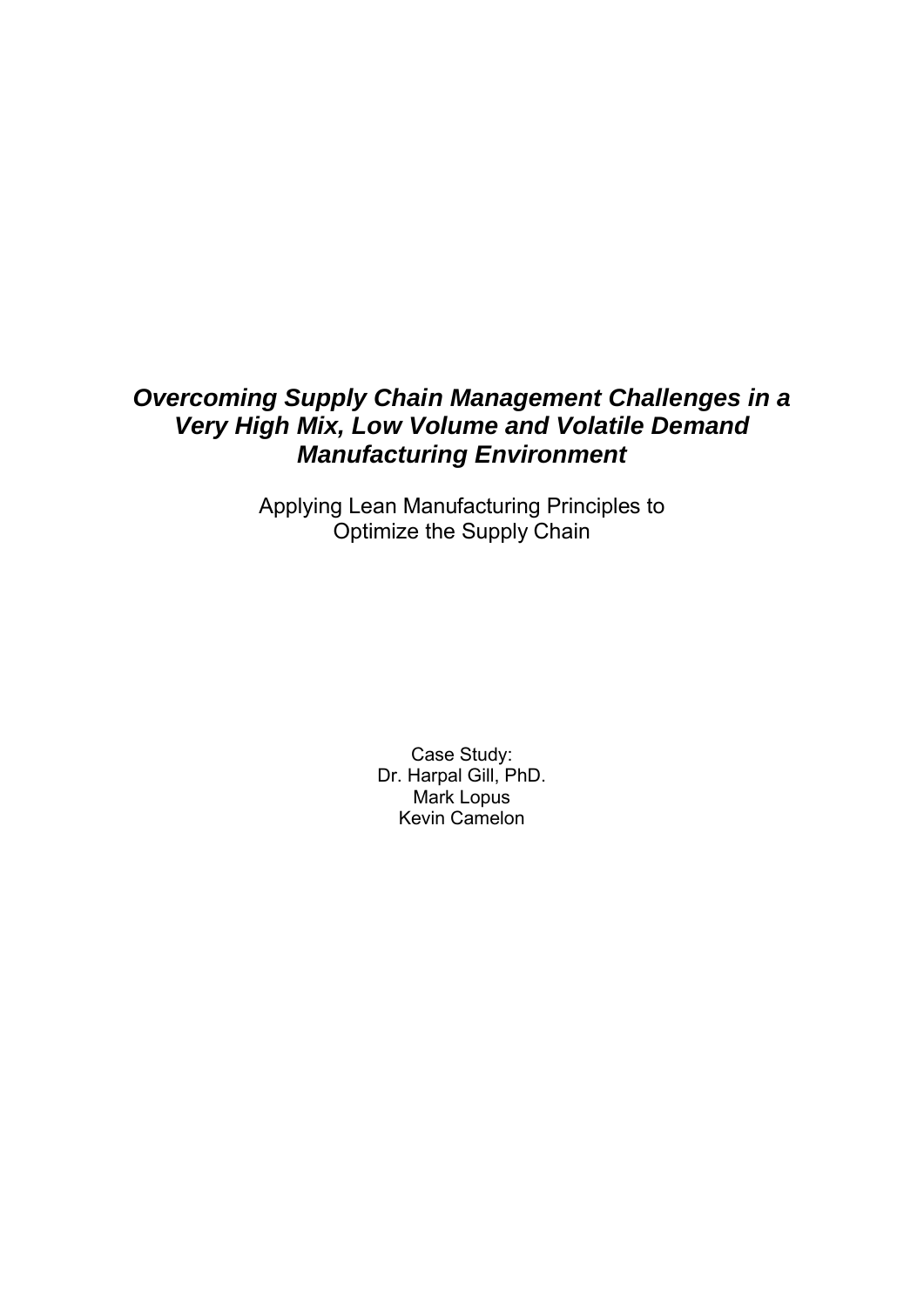# ***Overcoming Supply Chain Management Challenges in a Very High Mix, Low Volume and Volatile Demand Manufacturing Environment***

Applying Lean Manufacturing Principles to Optimize the Supply Chain

Case Study:
Dr. Harpal Gill, PhD.
Mark Lopus
Kevin Camelon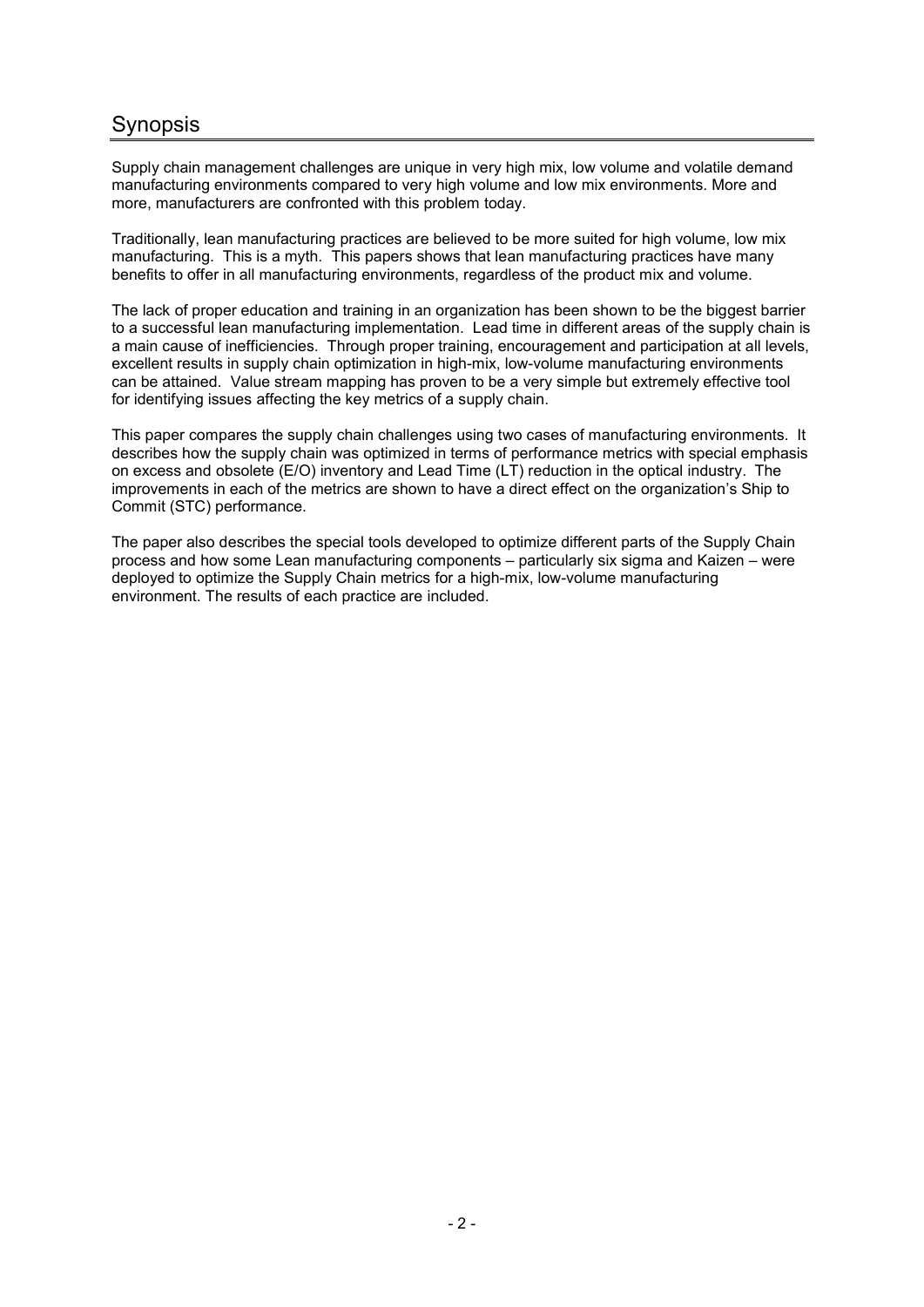# Synopsis

Supply chain management challenges are unique in very high mix, low volume and volatile demand manufacturing environments compared to very high volume and low mix environments. More and more, manufacturers are confronted with this problem today.

Traditionally, lean manufacturing practices are believed to be more suited for high volume, low mix manufacturing. This is a myth. This papers shows that lean manufacturing practices have many benefits to offer in all manufacturing environments, regardless of the product mix and volume.

The lack of proper education and training in an organization has been shown to be the biggest barrier to a successful lean manufacturing implementation. Lead time in different areas of the supply chain is a main cause of inefficiencies. Through proper training, encouragement and participation at all levels, excellent results in supply chain optimization in high-mix, low-volume manufacturing environments can be attained. Value stream mapping has proven to be a very simple but extremely effective tool for identifying issues affecting the key metrics of a supply chain.

This paper compares the supply chain challenges using two cases of manufacturing environments. It describes how the supply chain was optimized in terms of performance metrics with special emphasis on excess and obsolete (E/O) inventory and Lead Time (LT) reduction in the optical industry. The improvements in each of the metrics are shown to have a direct effect on the organization's Ship to Commit (STC) performance.

The paper also describes the special tools developed to optimize different parts of the Supply Chain process and how some Lean manufacturing components – particularly six sigma and Kaizen – were deployed to optimize the Supply Chain metrics for a high-mix, low-volume manufacturing environment. The results of each practice are included.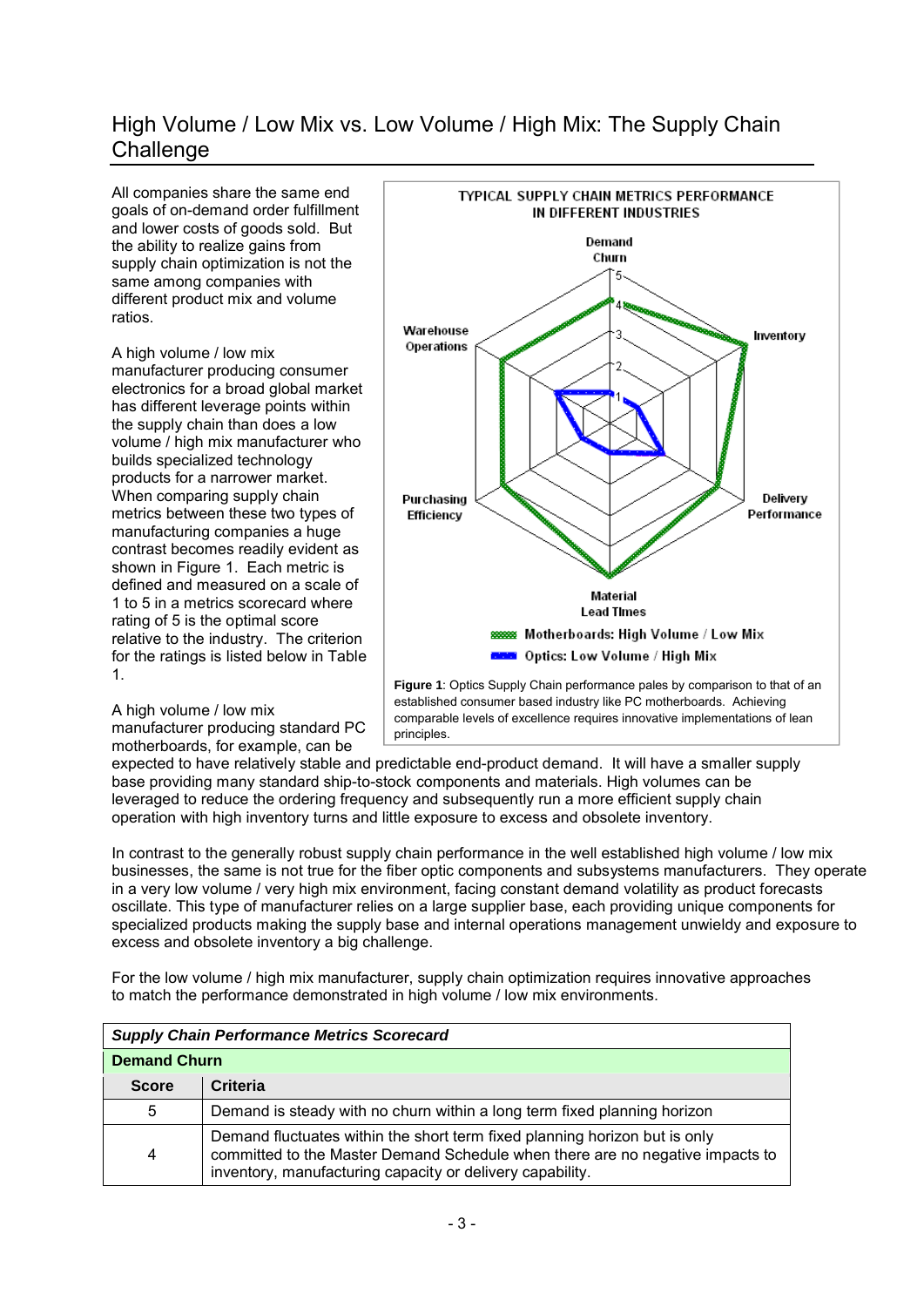## High Volume / Low Mix vs. Low Volume / High Mix: The Supply Chain Challenge

All companies share the same end goals of on-demand order fulfillment and lower costs of goods sold. But the ability to realize gains from supply chain optimization is not the same among companies with different product mix and volume ratios.

A high volume / low mix manufacturer producing consumer electronics for a broad global market has different leverage points within the supply chain than does a low volume / high mix manufacturer who builds specialized technology products for a narrower market. When comparing supply chain metrics between these two types of manufacturing companies a huge contrast becomes readily evident as shown in Figure 1. Each metric is defined and measured on a scale of 1 to 5 in a metrics scorecard where rating of 5 is the optimal score relative to the industry. The criterion for the ratings is listed below in Table 1.

TYPICAL SUPPLY CHAIN METRICS PERFORMANCE IN DIFFERENT INDUSTRIES

Demand Churn, Inventory, Delivery Performance, Material Lead Times, Purchasing Efficiency, Warehouse Operations

Motherboards: High Volume / Low Mix
Optics: Low Volume / High Mix

**Figure 1**: Optics Supply Chain performance pales by comparison to that of an established consumer based industry like PC motherboards. Achieving comparable levels of excellence requires innovative implementations of lean principles.

A high volume / low mix manufacturer producing standard PC motherboards, for example, can be expected to have relatively stable and predictable end-product demand. It will have a smaller supply base providing many standard ship-to-stock components and materials. High volumes can be leveraged to reduce the ordering frequency and subsequently run a more efficient supply chain operation with high inventory turns and little exposure to excess and obsolete inventory.

In contrast to the generally robust supply chain performance in the well established high volume / low mix businesses, the same is not true for the fiber optic components and subsystems manufacturers. They operate in a very low volume / very high mix environment, facing constant demand volatility as product forecasts oscillate. This type of manufacturer relies on a large supplier base, each providing unique components for specialized products making the supply base and internal operations management unwieldy and exposure to excess and obsolete inventory a big challenge.

For the low volume / high mix manufacturer, supply chain optimization requires innovative approaches to match the performance demonstrated in high volume / low mix environments.

| ***Supply Chain Performance Metrics Scorecard*** | |
|---|---|
| **Demand Churn** | |
| **Score** | **Criteria** |
| 5 | Demand is steady with no churn within a long term fixed planning horizon |
| 4 | Demand fluctuates within the short term fixed planning horizon but is only committed to the Master Demand Schedule when there are no negative impacts to inventory, manufacturing capacity or delivery capability. |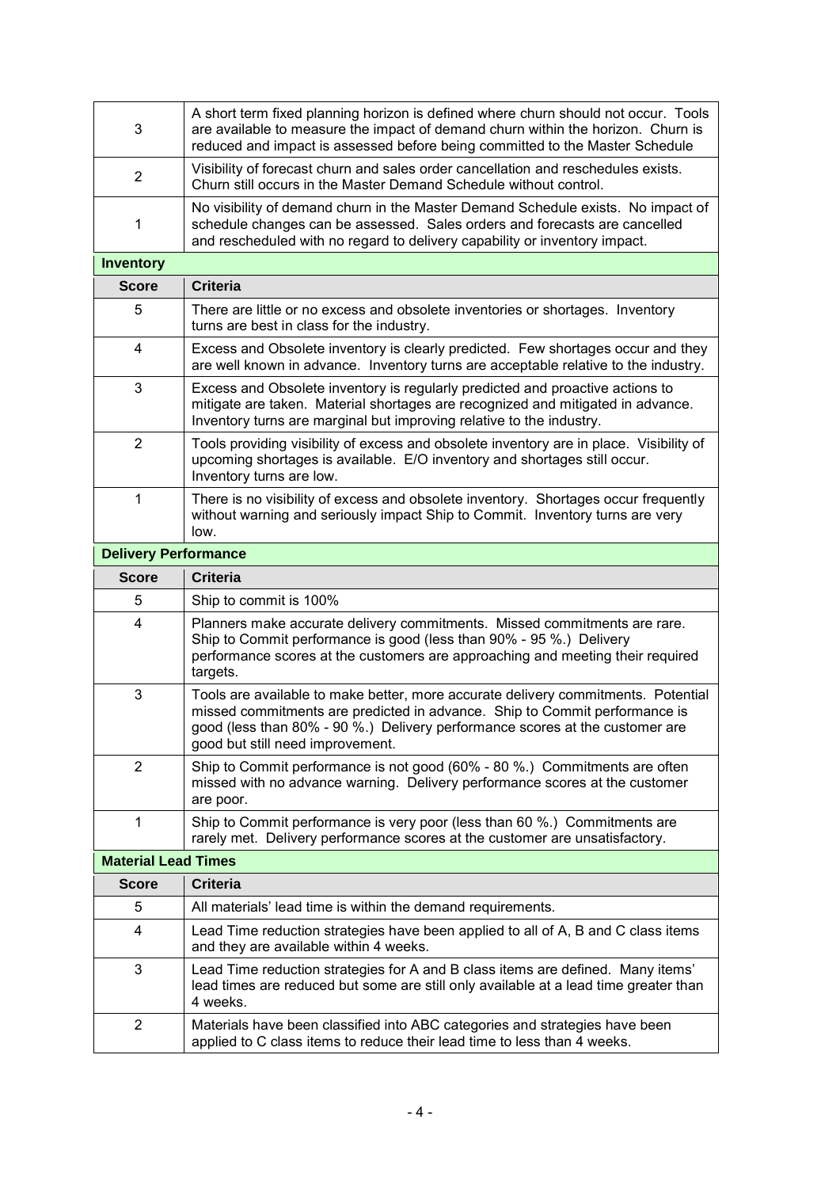| | |
|---|---|
| 3 | A short term fixed planning horizon is defined where churn should not occur. Tools are available to measure the impact of demand churn within the horizon. Churn is reduced and impact is assessed before being committed to the Master Schedule |
| 2 | Visibility of forecast churn and sales order cancellation and reschedules exists. Churn still occurs in the Master Demand Schedule without control. |
| 1 | No visibility of demand churn in the Master Demand Schedule exists. No impact of schedule changes can be assessed. Sales orders and forecasts are cancelled and rescheduled with no regard to delivery capability or inventory impact. |

**Inventory**

| Score | Criteria |
|---|---|
| 5 | There are little or no excess and obsolete inventories or shortages. Inventory turns are best in class for the industry. |
| 4 | Excess and Obsolete inventory is clearly predicted. Few shortages occur and they are well known in advance. Inventory turns are acceptable relative to the industry. |
| 3 | Excess and Obsolete inventory is regularly predicted and proactive actions to mitigate are taken. Material shortages are recognized and mitigated in advance. Inventory turns are marginal but improving relative to the industry. |
| 2 | Tools providing visibility of excess and obsolete inventory are in place. Visibility of upcoming shortages is available. E/O inventory and shortages still occur. Inventory turns are low. |
| 1 | There is no visibility of excess and obsolete inventory. Shortages occur frequently without warning and seriously impact Ship to Commit. Inventory turns are very low. |

**Delivery Performance**

| Score | Criteria |
|---|---|
| 5 | Ship to commit is 100% |
| 4 | Planners make accurate delivery commitments. Missed commitments are rare. Ship to Commit performance is good (less than 90% - 95 %.) Delivery performance scores at the customers are approaching and meeting their required targets. |
| 3 | Tools are available to make better, more accurate delivery commitments. Potential missed commitments are predicted in advance. Ship to Commit performance is good (less than 80% - 90 %.) Delivery performance scores at the customer are good but still need improvement. |
| 2 | Ship to Commit performance is not good (60% - 80 %.) Commitments are often missed with no advance warning. Delivery performance scores at the customer are poor. |
| 1 | Ship to Commit performance is very poor (less than 60 %.) Commitments are rarely met. Delivery performance scores at the customer are unsatisfactory. |

**Material Lead Times**

| Score | Criteria |
|---|---|
| 5 | All materials' lead time is within the demand requirements. |
| 4 | Lead Time reduction strategies have been applied to all of A, B and C class items and they are available within 4 weeks. |
| 3 | Lead Time reduction strategies for A and B class items are defined. Many items' lead times are reduced but some are still only available at a lead time greater than 4 weeks. |
| 2 | Materials have been classified into ABC categories and strategies have been applied to C class items to reduce their lead time to less than 4 weeks. |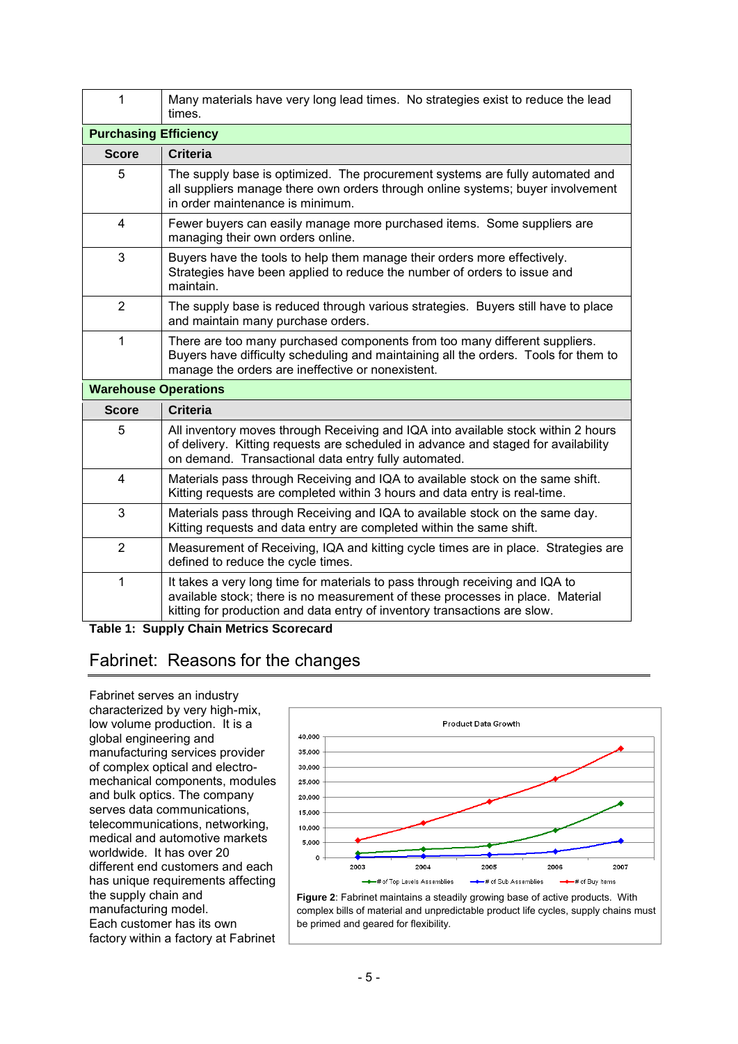| | |
|---|---|
| 1 | Many materials have very long lead times. No strategies exist to reduce the lead times. |
| **Purchasing Efficiency** | |
| **Score** | **Criteria** |
| 5 | The supply base is optimized. The procurement systems are fully automated and all suppliers manage there own orders through online systems; buyer involvement in order maintenance is minimum. |
| 4 | Fewer buyers can easily manage more purchased items. Some suppliers are managing their own orders online. |
| 3 | Buyers have the tools to help them manage their orders more effectively. Strategies have been applied to reduce the number of orders to issue and maintain. |
| 2 | The supply base is reduced through various strategies. Buyers still have to place and maintain many purchase orders. |
| 1 | There are too many purchased components from too many different suppliers. Buyers have difficulty scheduling and maintaining all the orders. Tools for them to manage the orders are ineffective or nonexistent. |
| **Warehouse Operations** | |
| **Score** | **Criteria** |
| 5 | All inventory moves through Receiving and IQA into available stock within 2 hours of delivery. Kitting requests are scheduled in advance and staged for availability on demand. Transactional data entry fully automated. |
| 4 | Materials pass through Receiving and IQA to available stock on the same shift. Kitting requests are completed within 3 hours and data entry is real-time. |
| 3 | Materials pass through Receiving and IQA to available stock on the same day. Kitting requests and data entry are completed within the same shift. |
| 2 | Measurement of Receiving, IQA and kitting cycle times are in place. Strategies are defined to reduce the cycle times. |
| 1 | It takes a very long time for materials to pass through receiving and IQA to available stock; there is no measurement of these processes in place. Material kitting for production and data entry of inventory transactions are slow. |

**Table 1: Supply Chain Metrics Scorecard**

## Fabrinet: Reasons for the changes

Fabrinet serves an industry characterized by very high-mix, low volume production. It is a global engineering and manufacturing services provider of complex optical and electro-mechanical components, modules and bulk optics. The company serves data communications, telecommunications, networking, medical and automotive markets worldwide. It has over 20 different end customers and each has unique requirements affecting the supply chain and manufacturing model. Each customer has its own factory within a factory at Fabrinet

**Figure 2**: Fabrinet maintains a steadily growing base of active products. With complex bills of material and unpredictable product life cycles, supply chains must be primed and geared for flexibility.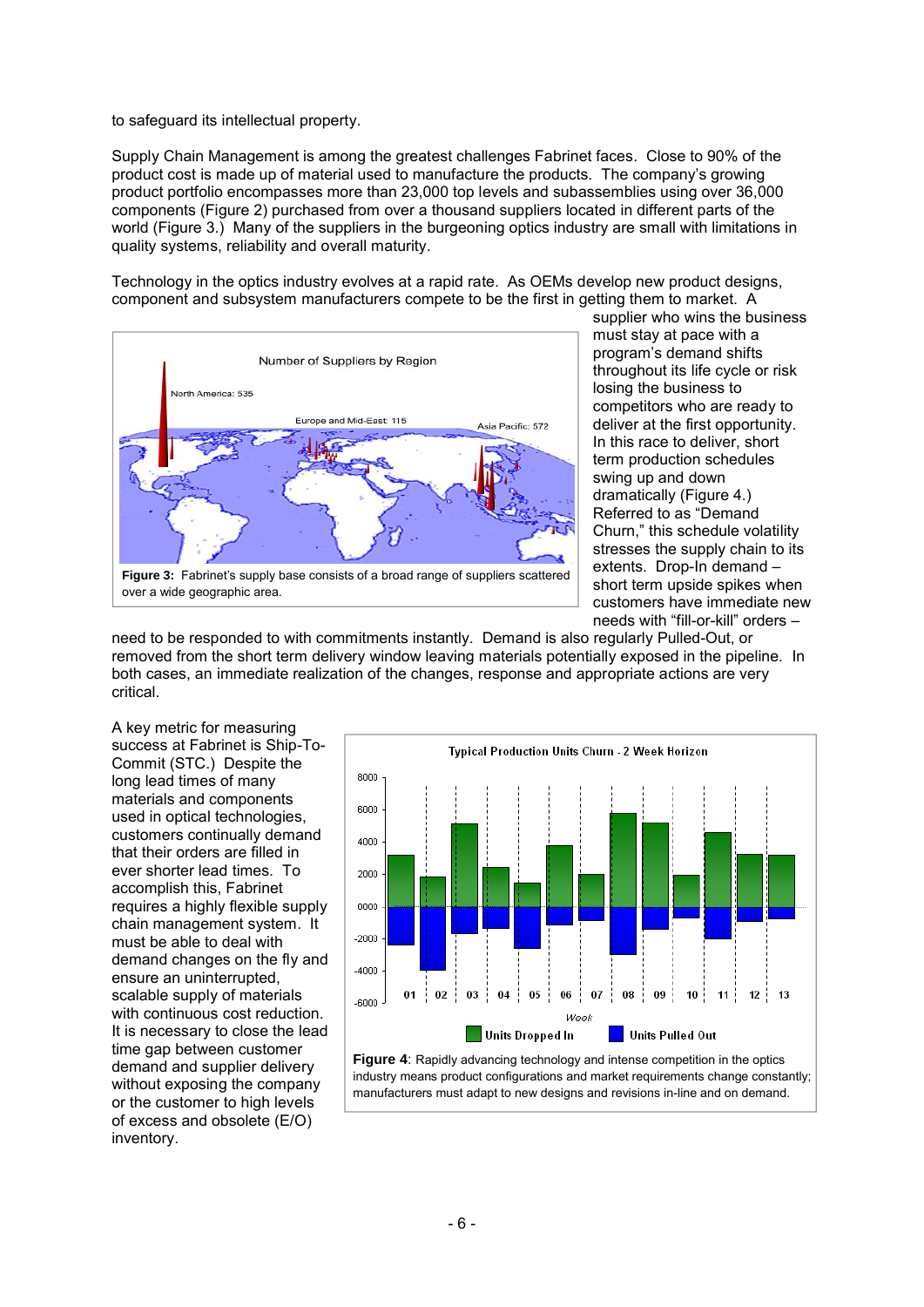to safeguard its intellectual property.

Supply Chain Management is among the greatest challenges Fabrinet faces. Close to 90% of the product cost is made up of material used to manufacture the products. The company's growing product portfolio encompasses more than 23,000 top levels and subassemblies using over 36,000 components (Figure 2) purchased from over a thousand suppliers located in different parts of the world (Figure 3.) Many of the suppliers in the burgeoning optics industry are small with limitations in quality systems, reliability and overall maturity.

Technology in the optics industry evolves at a rapid rate. As OEMs develop new product designs, component and subsystem manufacturers compete to be the first in getting them to market. A supplier who wins the business must stay at pace with a program's demand shifts throughout its life cycle or risk losing the business to competitors who are ready to deliver at the first opportunity. In this race to deliver, short term production schedules swing up and down dramatically (Figure 4.) Referred to as "Demand Churn," this schedule volatility stresses the supply chain to its extents. Drop-In demand – short term upside spikes when customers have immediate new needs with "fill-or-kill" orders – need to be responded to with commitments instantly. Demand is also regularly Pulled-Out, or removed from the short term delivery window leaving materials potentially exposed in the pipeline. In both cases, an immediate realization of the changes, response and appropriate actions are very critical.

**Figure 3:** Fabrinet's supply base consists of a broad range of suppliers scattered over a wide geographic area.

A key metric for measuring success at Fabrinet is Ship-To-Commit (STC.) Despite the long lead times of many materials and components used in optical technologies, customers continually demand that their orders are filled in ever shorter lead times. To accomplish this, Fabrinet requires a highly flexible supply chain management system. It must be able to deal with demand changes on the fly and ensure an uninterrupted, scalable supply of materials with continuous cost reduction. It is necessary to close the lead time gap between customer demand and supplier delivery without exposing the company or the customer to high levels of excess and obsolete (E/O) inventory.

**Figure 4**: Rapidly advancing technology and intense competition in the optics industry means product configurations and market requirements change constantly; manufacturers must adapt to new designs and revisions in-line and on demand.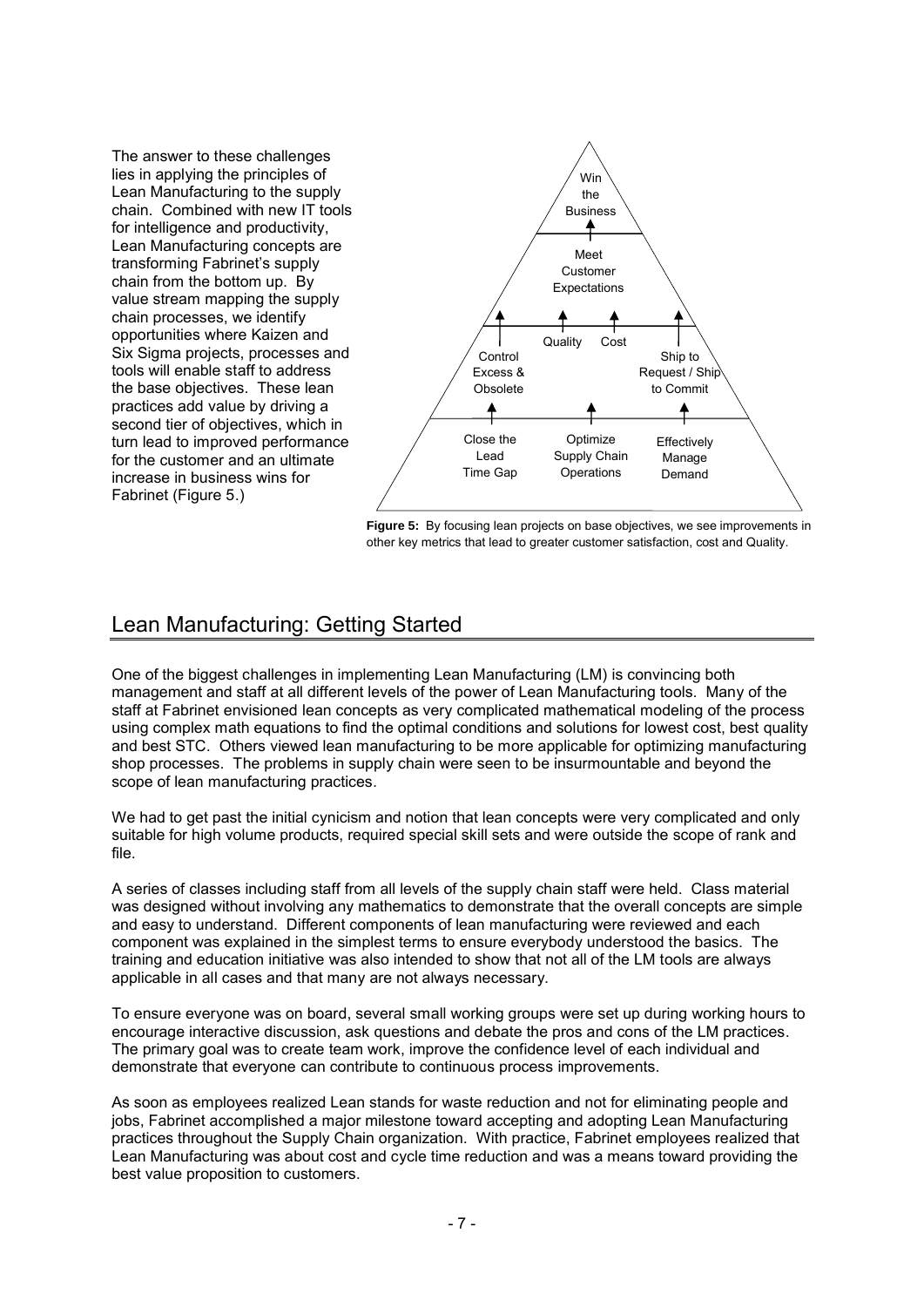The answer to these challenges lies in applying the principles of Lean Manufacturing to the supply chain. Combined with new IT tools for intelligence and productivity, Lean Manufacturing concepts are transforming Fabrinet's supply chain from the bottom up. By value stream mapping the supply chain processes, we identify opportunities where Kaizen and Six Sigma projects, processes and tools will enable staff to address the base objectives. These lean practices add value by driving a second tier of objectives, which in turn lead to improved performance for the customer and an ultimate increase in business wins for Fabrinet (Figure 5.)

**Figure 5:** By focusing lean projects on base objectives, we see improvements in other key metrics that lead to greater customer satisfaction, cost and Quality.

## Lean Manufacturing: Getting Started

One of the biggest challenges in implementing Lean Manufacturing (LM) is convincing both management and staff at all different levels of the power of Lean Manufacturing tools. Many of the staff at Fabrinet envisioned lean concepts as very complicated mathematical modeling of the process using complex math equations to find the optimal conditions and solutions for lowest cost, best quality and best STC. Others viewed lean manufacturing to be more applicable for optimizing manufacturing shop processes. The problems in supply chain were seen to be insurmountable and beyond the scope of lean manufacturing practices.

We had to get past the initial cynicism and notion that lean concepts were very complicated and only suitable for high volume products, required special skill sets and were outside the scope of rank and file.

A series of classes including staff from all levels of the supply chain staff were held. Class material was designed without involving any mathematics to demonstrate that the overall concepts are simple and easy to understand. Different components of lean manufacturing were reviewed and each component was explained in the simplest terms to ensure everybody understood the basics. The training and education initiative was also intended to show that not all of the LM tools are always applicable in all cases and that many are not always necessary.

To ensure everyone was on board, several small working groups were set up during working hours to encourage interactive discussion, ask questions and debate the pros and cons of the LM practices. The primary goal was to create team work, improve the confidence level of each individual and demonstrate that everyone can contribute to continuous process improvements.

As soon as employees realized Lean stands for waste reduction and not for eliminating people and jobs, Fabrinet accomplished a major milestone toward accepting and adopting Lean Manufacturing practices throughout the Supply Chain organization. With practice, Fabrinet employees realized that Lean Manufacturing was about cost and cycle time reduction and was a means toward providing the best value proposition to customers.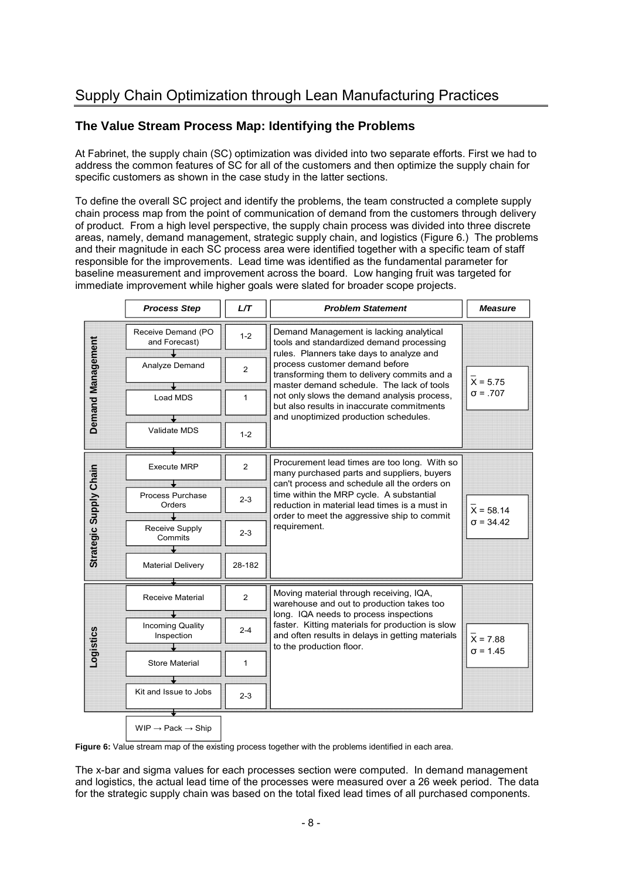## Supply Chain Optimization through Lean Manufacturing Practices

### The Value Stream Process Map: Identifying the Problems

At Fabrinet, the supply chain (SC) optimization was divided into two separate efforts. First we had to address the common features of SC for all of the customers and then optimize the supply chain for specific customers as shown in the case study in the latter sections.

To define the overall SC project and identify the problems, the team constructed a complete supply chain process map from the point of communication of demand from the customers through delivery of product. From a high level perspective, the supply chain process was divided into three discrete areas, namely, demand management, strategic supply chain, and logistics (Figure 6.) The problems and their magnitude in each SC process area were identified together with a specific team of staff responsible for the improvements. Lead time was identified as the fundamental parameter for baseline measurement and improvement across the board. Low hanging fruit was targeted for immediate improvement while higher goals were slated for broader scope projects.

| | *Process Step* | *L/T* | *Problem Statement* | *Measure* |
|---|---|---|---|---|
| **Demand Management** | Receive Demand (PO and Forecast) | 1-2 | Demand Management is lacking analytical tools and standardized demand processing rules. Planners take days to analyze and process customer demand before transforming them to delivery commits and a master demand schedule. The lack of tools not only slows the demand analysis process, but also results in inaccurate commitments and unoptimized production schedules. | $\bar{X} = 5.75$<br>$\sigma = .707$ |
| | Analyze Demand | 2 | | |
| | Load MDS | 1 | | |
| | Validate MDS | 1-2 | | |
| **Strategic Supply Chain** | Execute MRP | 2 | Procurement lead times are too long. With so many purchased parts and suppliers, buyers can't process and schedule all the orders on time within the MRP cycle. A substantial reduction in material lead times is a must in order to meet the aggressive ship to commit requirement. | $\bar{X} = 58.14$<br>$\sigma = 34.42$ |
| | Process Purchase Orders | 2-3 | | |
| | Receive Supply Commits | 2-3 | | |
| | Material Delivery | 28-182 | | |
| **Logistics** | Receive Material | 2 | Moving material through receiving, IQA, warehouse and out to production takes too long. IQA needs to process inspections faster. Kitting materials for production is slow and often results in delays in getting materials to the production floor. | $\bar{X} = 7.88$<br>$\sigma = 1.45$ |
| | Incoming Quality Inspection | 2-4 | | |
| | Store Material | 1 | | |
| | Kit and Issue to Jobs | 2-3 | | |
| | WIP → Pack → Ship | | | |

**Figure 6:** Value stream map of the existing process together with the problems identified in each area.

The x-bar and sigma values for each processes section were computed. In demand management and logistics, the actual lead time of the processes were measured over a 26 week period. The data for the strategic supply chain was based on the total fixed lead times of all purchased components.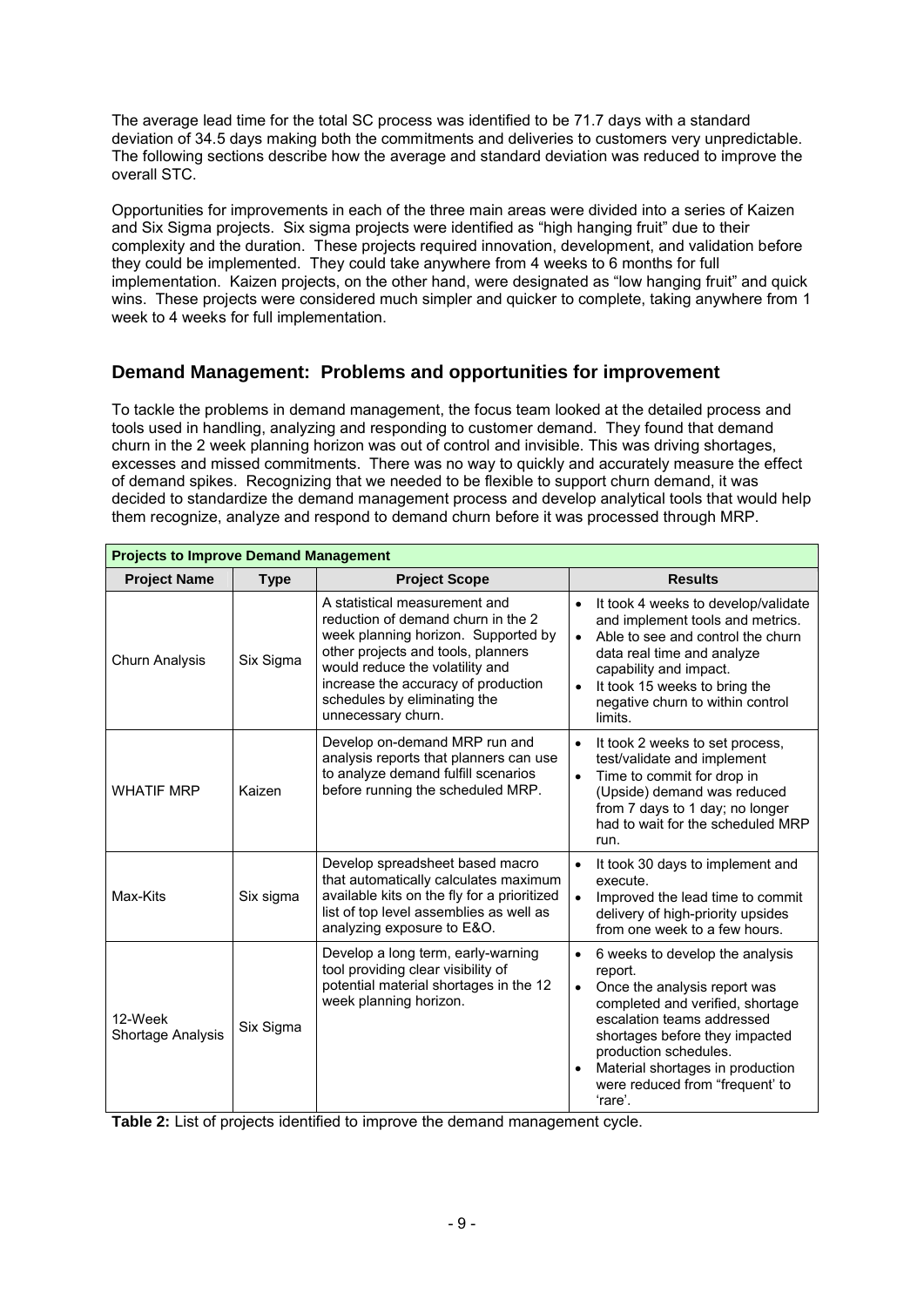The average lead time for the total SC process was identified to be 71.7 days with a standard deviation of 34.5 days making both the commitments and deliveries to customers very unpredictable. The following sections describe how the average and standard deviation was reduced to improve the overall STC.

Opportunities for improvements in each of the three main areas were divided into a series of Kaizen and Six Sigma projects. Six sigma projects were identified as "high hanging fruit" due to their complexity and the duration. These projects required innovation, development, and validation before they could be implemented. They could take anywhere from 4 weeks to 6 months for full implementation. Kaizen projects, on the other hand, were designated as "low hanging fruit" and quick wins. These projects were considered much simpler and quicker to complete, taking anywhere from 1 week to 4 weeks for full implementation.

## Demand Management: Problems and opportunities for improvement

To tackle the problems in demand management, the focus team looked at the detailed process and tools used in handling, analyzing and responding to customer demand. They found that demand churn in the 2 week planning horizon was out of control and invisible. This was driving shortages, excesses and missed commitments. There was no way to quickly and accurately measure the effect of demand spikes. Recognizing that we needed to be flexible to support churn demand, it was decided to standardize the demand management process and develop analytical tools that would help them recognize, analyze and respond to demand churn before it was processed through MRP.

| **Projects to Improve Demand Management** | | | |
|---|---|---|---|
| **Project Name** | **Type** | **Project Scope** | **Results** |
| Churn Analysis | Six Sigma | A statistical measurement and reduction of demand churn in the 2 week planning horizon. Supported by other projects and tools, planners would reduce the volatility and increase the accuracy of production schedules by eliminating the unnecessary churn. | • It took 4 weeks to develop/validate and implement tools and metrics. • Able to see and control the churn data real time and analyze capability and impact. • It took 15 weeks to bring the negative churn to within control limits. |
| WHATIF MRP | Kaizen | Develop on-demand MRP run and analysis reports that planners can use to analyze demand fulfill scenarios before running the scheduled MRP. | • It took 2 weeks to set process, test/validate and implement • Time to commit for drop in (Upside) demand was reduced from 7 days to 1 day; no longer had to wait for the scheduled MRP run. |
| Max-Kits | Six sigma | Develop spreadsheet based macro that automatically calculates maximum available kits on the fly for a prioritized list of top level assemblies as well as analyzing exposure to E&O. | • It took 30 days to implement and execute. • Improved the lead time to commit delivery of high-priority upsides from one week to a few hours. |
| 12-Week Shortage Analysis | Six Sigma | Develop a long term, early-warning tool providing clear visibility of potential material shortages in the 12 week planning horizon. | • 6 weeks to develop the analysis report. • Once the analysis report was completed and verified, shortage escalation teams addressed shortages before they impacted production schedules. • Material shortages in production were reduced from "frequent' to 'rare'. |

**Table 2:** List of projects identified to improve the demand management cycle.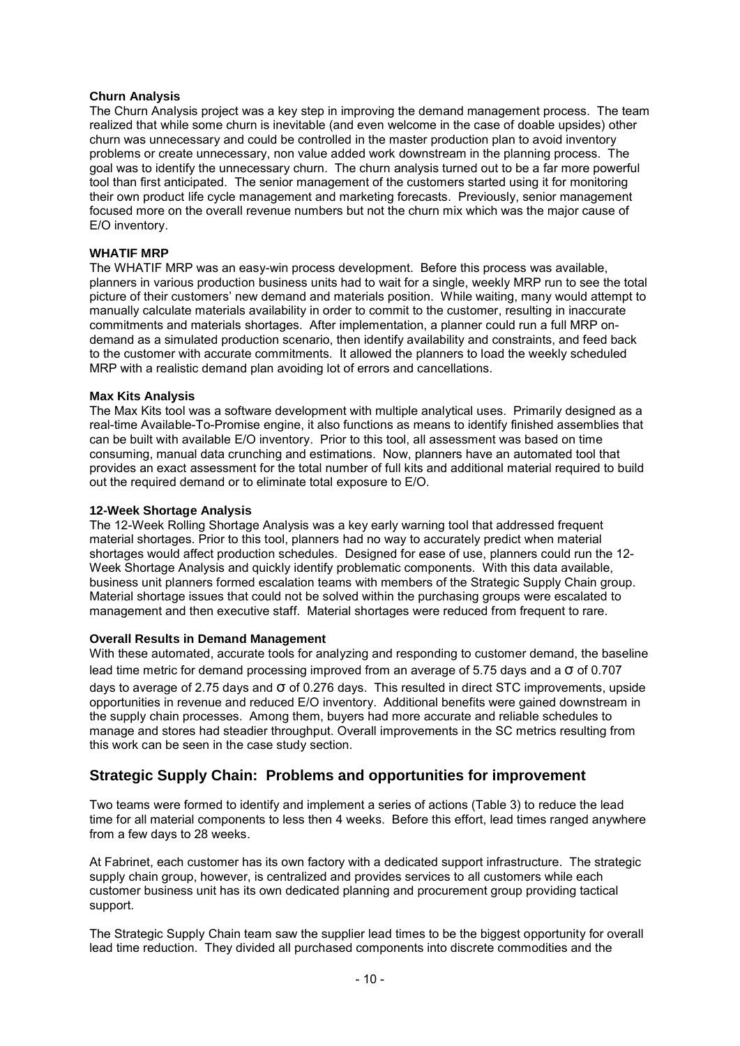**Churn Analysis**

The Churn Analysis project was a key step in improving the demand management process. The team realized that while some churn is inevitable (and even welcome in the case of doable upsides) other churn was unnecessary and could be controlled in the master production plan to avoid inventory problems or create unnecessary, non value added work downstream in the planning process. The goal was to identify the unnecessary churn. The churn analysis turned out to be a far more powerful tool than first anticipated. The senior management of the customers started using it for monitoring their own product life cycle management and marketing forecasts. Previously, senior management focused more on the overall revenue numbers but not the churn mix which was the major cause of E/O inventory.

**WHATIF MRP**

The WHATIF MRP was an easy-win process development. Before this process was available, planners in various production business units had to wait for a single, weekly MRP run to see the total picture of their customers' new demand and materials position. While waiting, many would attempt to manually calculate materials availability in order to commit to the customer, resulting in inaccurate commitments and materials shortages. After implementation, a planner could run a full MRP on-demand as a simulated production scenario, then identify availability and constraints, and feed back to the customer with accurate commitments. It allowed the planners to load the weekly scheduled MRP with a realistic demand plan avoiding lot of errors and cancellations.

**Max Kits Analysis**

The Max Kits tool was a software development with multiple analytical uses. Primarily designed as a real-time Available-To-Promise engine, it also functions as means to identify finished assemblies that can be built with available E/O inventory. Prior to this tool, all assessment was based on time consuming, manual data crunching and estimations. Now, planners have an automated tool that provides an exact assessment for the total number of full kits and additional material required to build out the required demand or to eliminate total exposure to E/O.

**12-Week Shortage Analysis**

The 12-Week Rolling Shortage Analysis was a key early warning tool that addressed frequent material shortages. Prior to this tool, planners had no way to accurately predict when material shortages would affect production schedules. Designed for ease of use, planners could run the 12-Week Shortage Analysis and quickly identify problematic components. With this data available, business unit planners formed escalation teams with members of the Strategic Supply Chain group. Material shortage issues that could not be solved within the purchasing groups were escalated to management and then executive staff. Material shortages were reduced from frequent to rare.

**Overall Results in Demand Management**

With these automated, accurate tools for analyzing and responding to customer demand, the baseline lead time metric for demand processing improved from an average of 5.75 days and a $\sigma$ of 0.707 days to average of 2.75 days and $\sigma$ of 0.276 days. This resulted in direct STC improvements, upside opportunities in revenue and reduced E/O inventory. Additional benefits were gained downstream in the supply chain processes. Among them, buyers had more accurate and reliable schedules to manage and stores had steadier throughput. Overall improvements in the SC metrics resulting from this work can be seen in the case study section.

## Strategic Supply Chain: Problems and opportunities for improvement

Two teams were formed to identify and implement a series of actions (Table 3) to reduce the lead time for all material components to less then 4 weeks. Before this effort, lead times ranged anywhere from a few days to 28 weeks.

At Fabrinet, each customer has its own factory with a dedicated support infrastructure. The strategic supply chain group, however, is centralized and provides services to all customers while each customer business unit has its own dedicated planning and procurement group providing tactical support.

The Strategic Supply Chain team saw the supplier lead times to be the biggest opportunity for overall lead time reduction. They divided all purchased components into discrete commodities and the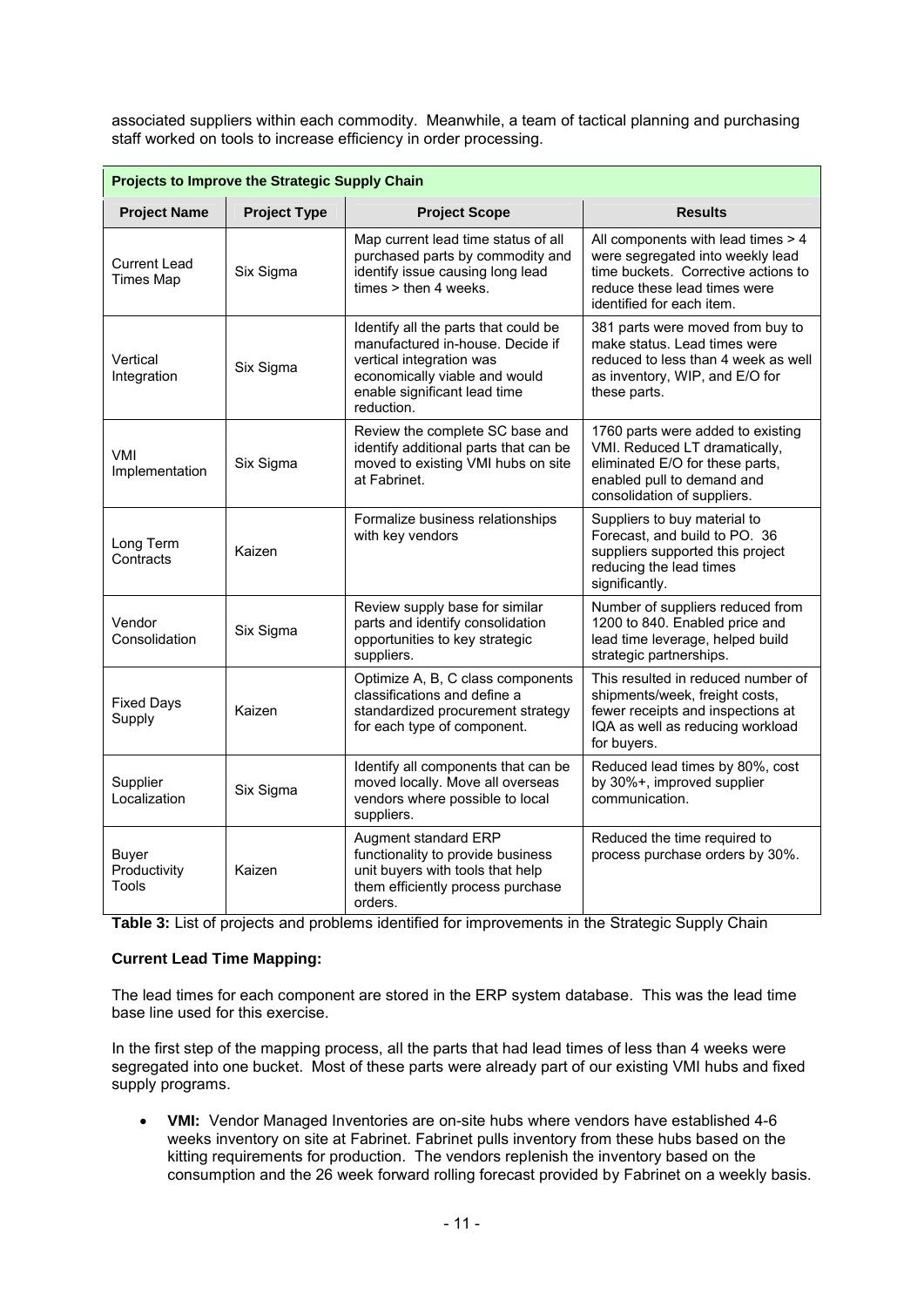associated suppliers within each commodity. Meanwhile, a team of tactical planning and purchasing staff worked on tools to increase efficiency in order processing.

| **Projects to Improve the Strategic Supply Chain** | | | |
|---|---|---|---|
| **Project Name** | **Project Type** | **Project Scope** | **Results** |
| Current Lead Times Map | Six Sigma | Map current lead time status of all purchased parts by commodity and identify issue causing long lead times > then 4 weeks. | All components with lead times > 4 were segregated into weekly lead time buckets. Corrective actions to reduce these lead times were identified for each item. |
| Vertical Integration | Six Sigma | Identify all the parts that could be manufactured in-house. Decide if vertical integration was economically viable and would enable significant lead time reduction. | 381 parts were moved from buy to make status. Lead times were reduced to less than 4 week as well as inventory, WIP, and E/O for these parts. |
| VMI Implementation | Six Sigma | Review the complete SC base and identify additional parts that can be moved to existing VMI hubs on site at Fabrinet. | 1760 parts were added to existing VMI. Reduced LT dramatically, eliminated E/O for these parts, enabled pull to demand and consolidation of suppliers. |
| Long Term Contracts | Kaizen | Formalize business relationships with key vendors | Suppliers to buy material to Forecast, and build to PO. 36 suppliers supported this project reducing the lead times significantly. |
| Vendor Consolidation | Six Sigma | Review supply base for similar parts and identify consolidation opportunities to key strategic suppliers. | Number of suppliers reduced from 1200 to 840. Enabled price and lead time leverage, helped build strategic partnerships. |
| Fixed Days Supply | Kaizen | Optimize A, B, C class components classifications and define a standardized procurement strategy for each type of component. | This resulted in reduced number of shipments/week, freight costs, fewer receipts and inspections at IQA as well as reducing workload for buyers. |
| Supplier Localization | Six Sigma | Identify all components that can be moved locally. Move all overseas vendors where possible to local suppliers. | Reduced lead times by 80%, cost by 30%+, improved supplier communication. |
| Buyer Productivity Tools | Kaizen | Augment standard ERP functionality to provide business unit buyers with tools that help them efficiently process purchase orders. | Reduced the time required to process purchase orders by 30%. |

**Table 3:** List of projects and problems identified for improvements in the Strategic Supply Chain

**Current Lead Time Mapping:**

The lead times for each component are stored in the ERP system database. This was the lead time base line used for this exercise.

In the first step of the mapping process, all the parts that had lead times of less than 4 weeks were segregated into one bucket. Most of these parts were already part of our existing VMI hubs and fixed supply programs.

- **VMI:** Vendor Managed Inventories are on-site hubs where vendors have established 4-6 weeks inventory on site at Fabrinet. Fabrinet pulls inventory from these hubs based on the kitting requirements for production. The vendors replenish the inventory based on the consumption and the 26 week forward rolling forecast provided by Fabrinet on a weekly basis.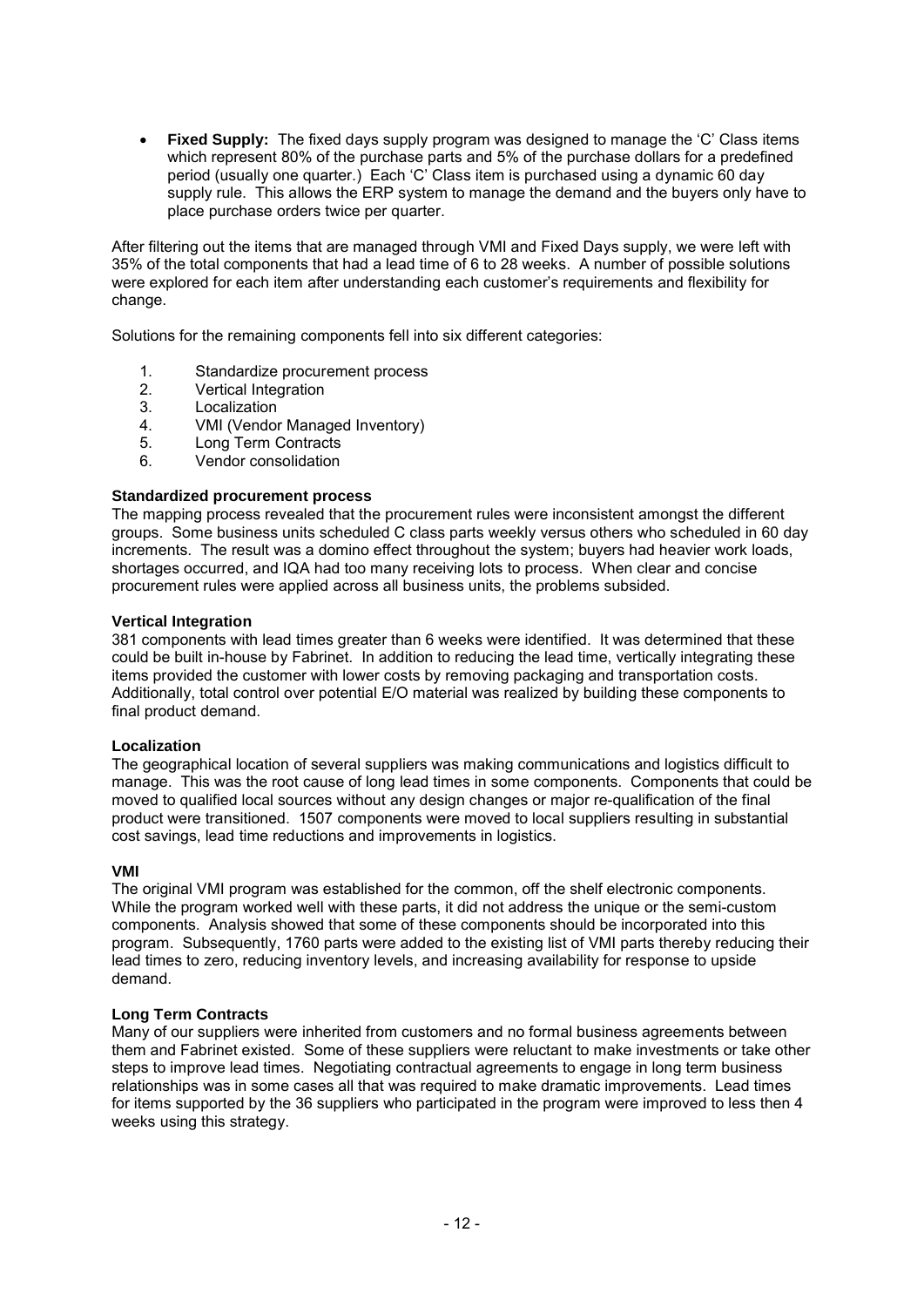- **Fixed Supply:** The fixed days supply program was designed to manage the 'C' Class items which represent 80% of the purchase parts and 5% of the purchase dollars for a predefined period (usually one quarter.) Each 'C' Class item is purchased using a dynamic 60 day supply rule. This allows the ERP system to manage the demand and the buyers only have to place purchase orders twice per quarter.

After filtering out the items that are managed through VMI and Fixed Days supply, we were left with 35% of the total components that had a lead time of 6 to 28 weeks. A number of possible solutions were explored for each item after understanding each customer's requirements and flexibility for change.

Solutions for the remaining components fell into six different categories:

1. Standardize procurement process
2. Vertical Integration
3. Localization
4. VMI (Vendor Managed Inventory)
5. Long Term Contracts
6. Vendor consolidation

**Standardized procurement process**

The mapping process revealed that the procurement rules were inconsistent amongst the different groups. Some business units scheduled C class parts weekly versus others who scheduled in 60 day increments. The result was a domino effect throughout the system; buyers had heavier work loads, shortages occurred, and IQA had too many receiving lots to process. When clear and concise procurement rules were applied across all business units, the problems subsided.

**Vertical Integration**

381 components with lead times greater than 6 weeks were identified. It was determined that these could be built in-house by Fabrinet. In addition to reducing the lead time, vertically integrating these items provided the customer with lower costs by removing packaging and transportation costs. Additionally, total control over potential E/O material was realized by building these components to final product demand.

**Localization**

The geographical location of several suppliers was making communications and logistics difficult to manage. This was the root cause of long lead times in some components. Components that could be moved to qualified local sources without any design changes or major re-qualification of the final product were transitioned. 1507 components were moved to local suppliers resulting in substantial cost savings, lead time reductions and improvements in logistics.

**VMI**

The original VMI program was established for the common, off the shelf electronic components. While the program worked well with these parts, it did not address the unique or the semi-custom components. Analysis showed that some of these components should be incorporated into this program. Subsequently, 1760 parts were added to the existing list of VMI parts thereby reducing their lead times to zero, reducing inventory levels, and increasing availability for response to upside demand.

**Long Term Contracts**

Many of our suppliers were inherited from customers and no formal business agreements between them and Fabrinet existed. Some of these suppliers were reluctant to make investments or take other steps to improve lead times. Negotiating contractual agreements to engage in long term business relationships was in some cases all that was required to make dramatic improvements. Lead times for items supported by the 36 suppliers who participated in the program were improved to less then 4 weeks using this strategy.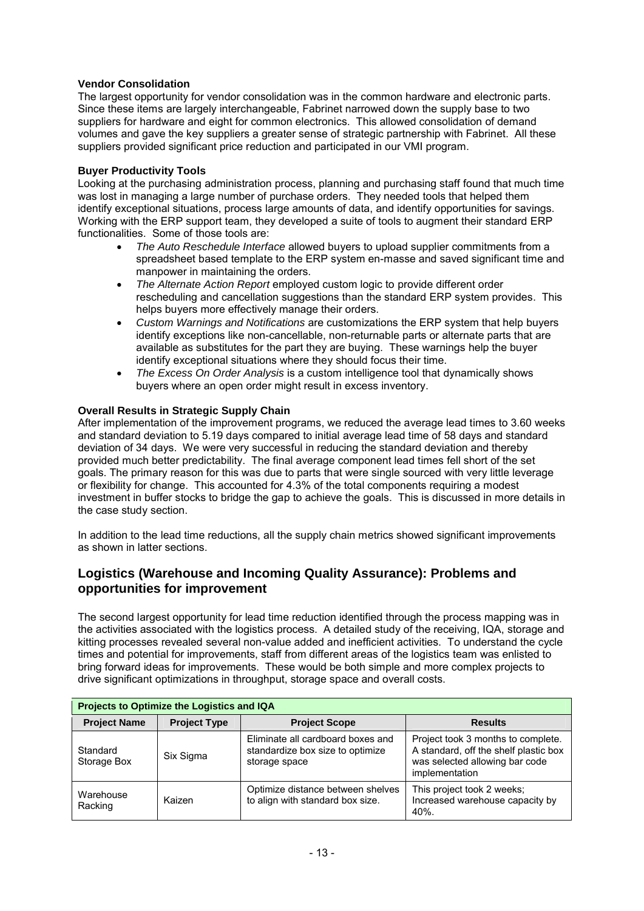**Vendor Consolidation**

The largest opportunity for vendor consolidation was in the common hardware and electronic parts. Since these items are largely interchangeable, Fabrinet narrowed down the supply base to two suppliers for hardware and eight for common electronics. This allowed consolidation of demand volumes and gave the key suppliers a greater sense of strategic partnership with Fabrinet. All these suppliers provided significant price reduction and participated in our VMI program.

**Buyer Productivity Tools**

Looking at the purchasing administration process, planning and purchasing staff found that much time was lost in managing a large number of purchase orders. They needed tools that helped them identify exceptional situations, process large amounts of data, and identify opportunities for savings. Working with the ERP support team, they developed a suite of tools to augment their standard ERP functionalities. Some of those tools are:

- *The Auto Reschedule Interface* allowed buyers to upload supplier commitments from a spreadsheet based template to the ERP system en-masse and saved significant time and manpower in maintaining the orders.
- *The Alternate Action Report* employed custom logic to provide different order rescheduling and cancellation suggestions than the standard ERP system provides. This helps buyers more effectively manage their orders.
- *Custom Warnings and Notifications* are customizations the ERP system that help buyers identify exceptions like non-cancellable, non-returnable parts or alternate parts that are available as substitutes for the part they are buying. These warnings help the buyer identify exceptional situations where they should focus their time.
- *The Excess On Order Analysis* is a custom intelligence tool that dynamically shows buyers where an open order might result in excess inventory.

**Overall Results in Strategic Supply Chain**

After implementation of the improvement programs, we reduced the average lead times to 3.60 weeks and standard deviation to 5.19 days compared to initial average lead time of 58 days and standard deviation of 34 days. We were very successful in reducing the standard deviation and thereby provided much better predictability. The final average component lead times fell short of the set goals. The primary reason for this was due to parts that were single sourced with very little leverage or flexibility for change. This accounted for 4.3% of the total components requiring a modest investment in buffer stocks to bridge the gap to achieve the goals. This is discussed in more details in the case study section.

In addition to the lead time reductions, all the supply chain metrics showed significant improvements as shown in latter sections.

## Logistics (Warehouse and Incoming Quality Assurance): Problems and opportunities for improvement

The second largest opportunity for lead time reduction identified through the process mapping was in the activities associated with the logistics process. A detailed study of the receiving, IQA, storage and kitting processes revealed several non-value added and inefficient activities. To understand the cycle times and potential for improvements, staff from different areas of the logistics team was enlisted to bring forward ideas for improvements. These would be both simple and more complex projects to drive significant optimizations in throughput, storage space and overall costs.

| Projects to Optimize the Logistics and IQA | | | |
|---|---|---|---|
| **Project Name** | **Project Type** | **Project Scope** | **Results** |
| Standard Storage Box | Six Sigma | Eliminate all cardboard boxes and standardize box size to optimize storage space | Project took 3 months to complete. A standard, off the shelf plastic box was selected allowing bar code implementation |
| Warehouse Racking | Kaizen | Optimize distance between shelves to align with standard box size. | This project took 2 weeks; Increased warehouse capacity by 40%. |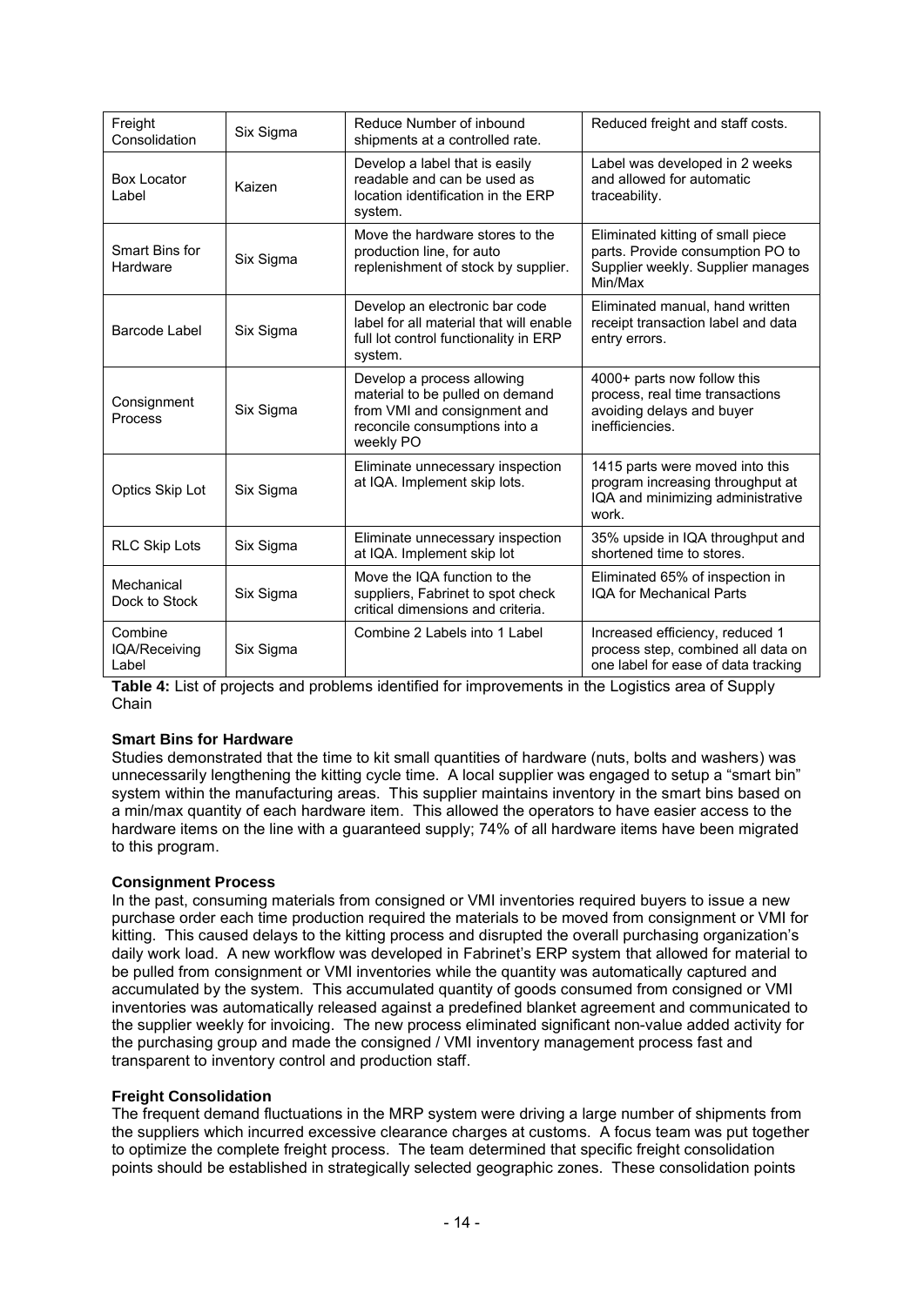| Freight Consolidation | Six Sigma | Reduce Number of inbound shipments at a controlled rate. | Reduced freight and staff costs. |
|---|---|---|---|
| Box Locator Label | Kaizen | Develop a label that is easily readable and can be used as location identification in the ERP system. | Label was developed in 2 weeks and allowed for automatic traceability. |
| Smart Bins for Hardware | Six Sigma | Move the hardware stores to the production line, for auto replenishment of stock by supplier. | Eliminated kitting of small piece parts. Provide consumption PO to Supplier weekly. Supplier manages Min/Max |
| Barcode Label | Six Sigma | Develop an electronic bar code label for all material that will enable full lot control functionality in ERP system. | Eliminated manual, hand written receipt transaction label and data entry errors. |
| Consignment Process | Six Sigma | Develop a process allowing material to be pulled on demand from VMI and consignment and reconcile consumptions into a weekly PO | 4000+ parts now follow this process, real time transactions avoiding delays and buyer inefficiencies. |
| Optics Skip Lot | Six Sigma | Eliminate unnecessary inspection at IQA. Implement skip lots. | 1415 parts were moved into this program increasing throughput at IQA and minimizing administrative work. |
| RLC Skip Lots | Six Sigma | Eliminate unnecessary inspection at IQA. Implement skip lot | 35% upside in IQA throughput and shortened time to stores. |
| Mechanical Dock to Stock | Six Sigma | Move the IQA function to the suppliers, Fabrinet to spot check critical dimensions and criteria. | Eliminated 65% of inspection in IQA for Mechanical Parts |
| Combine IQA/Receiving Label | Six Sigma | Combine 2 Labels into 1 Label | Increased efficiency, reduced 1 process step, combined all data on one label for ease of data tracking |

**Table 4:** List of projects and problems identified for improvements in the Logistics area of Supply Chain

**Smart Bins for Hardware**

Studies demonstrated that the time to kit small quantities of hardware (nuts, bolts and washers) was unnecessarily lengthening the kitting cycle time. A local supplier was engaged to setup a "smart bin" system within the manufacturing areas. This supplier maintains inventory in the smart bins based on a min/max quantity of each hardware item. This allowed the operators to have easier access to the hardware items on the line with a guaranteed supply; 74% of all hardware items have been migrated to this program.

**Consignment Process**

In the past, consuming materials from consigned or VMI inventories required buyers to issue a new purchase order each time production required the materials to be moved from consignment or VMI for kitting. This caused delays to the kitting process and disrupted the overall purchasing organization's daily work load. A new workflow was developed in Fabrinet's ERP system that allowed for material to be pulled from consignment or VMI inventories while the quantity was automatically captured and accumulated by the system. This accumulated quantity of goods consumed from consigned or VMI inventories was automatically released against a predefined blanket agreement and communicated to the supplier weekly for invoicing. The new process eliminated significant non-value added activity for the purchasing group and made the consigned / VMI inventory management process fast and transparent to inventory control and production staff.

**Freight Consolidation**

The frequent demand fluctuations in the MRP system were driving a large number of shipments from the suppliers which incurred excessive clearance charges at customs. A focus team was put together to optimize the complete freight process. The team determined that specific freight consolidation points should be established in strategically selected geographic zones. These consolidation points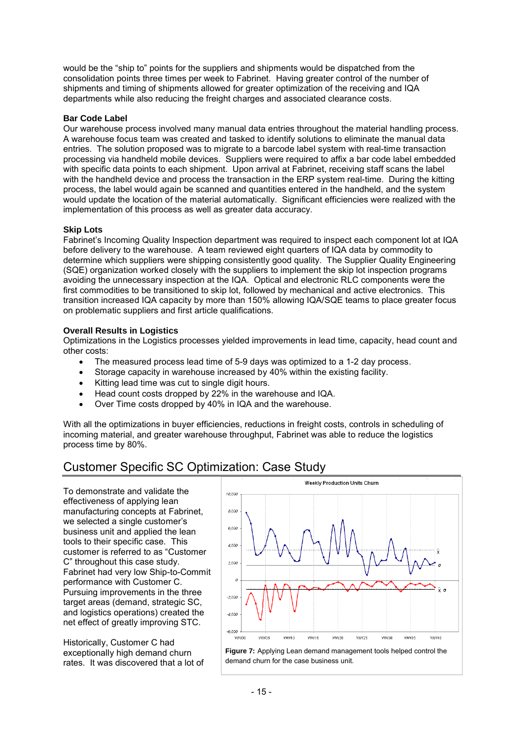would be the "ship to" points for the suppliers and shipments would be dispatched from the consolidation points three times per week to Fabrinet. Having greater control of the number of shipments and timing of shipments allowed for greater optimization of the receiving and IQA departments while also reducing the freight charges and associated clearance costs.

**Bar Code Label**

Our warehouse process involved many manual data entries throughout the material handling process. A warehouse focus team was created and tasked to identify solutions to eliminate the manual data entries. The solution proposed was to migrate to a barcode label system with real-time transaction processing via handheld mobile devices. Suppliers were required to affix a bar code label embedded with specific data points to each shipment. Upon arrival at Fabrinet, receiving staff scans the label with the handheld device and process the transaction in the ERP system real-time. During the kitting process, the label would again be scanned and quantities entered in the handheld, and the system would update the location of the material automatically. Significant efficiencies were realized with the implementation of this process as well as greater data accuracy.

**Skip Lots**

Fabrinet's Incoming Quality Inspection department was required to inspect each component lot at IQA before delivery to the warehouse. A team reviewed eight quarters of IQA data by commodity to determine which suppliers were shipping consistently good quality. The Supplier Quality Engineering (SQE) organization worked closely with the suppliers to implement the skip lot inspection programs avoiding the unnecessary inspection at the IQA. Optical and electronic RLC components were the first commodities to be transitioned to skip lot, followed by mechanical and active electronics. This transition increased IQA capacity by more than 150% allowing IQA/SQE teams to place greater focus on problematic suppliers and first article qualifications.

**Overall Results in Logistics**

Optimizations in the Logistics processes yielded improvements in lead time, capacity, head count and other costs:

- The measured process lead time of 5-9 days was optimized to a 1-2 day process.
- Storage capacity in warehouse increased by 40% within the existing facility.
- Kitting lead time was cut to single digit hours.
- Head count costs dropped by 22% in the warehouse and IQA.
- Over Time costs dropped by 40% in IQA and the warehouse.

With all the optimizations in buyer efficiencies, reductions in freight costs, controls in scheduling of incoming material, and greater warehouse throughput, Fabrinet was able to reduce the logistics process time by 80%.

## Customer Specific SC Optimization: Case Study

To demonstrate and validate the effectiveness of applying lean manufacturing concepts at Fabrinet, we selected a single customer's business unit and applied the lean tools to their specific case. This customer is referred to as "Customer C" throughout this case study. Fabrinet had very low Ship-to-Commit performance with Customer C. Pursuing improvements in the three target areas (demand, strategic SC, and logistics operations) created the net effect of greatly improving STC.

Historically, Customer C had exceptionally high demand churn rates. It was discovered that a lot of

**Figure 7:** Applying Lean demand management tools helped control the demand churn for the case business unit.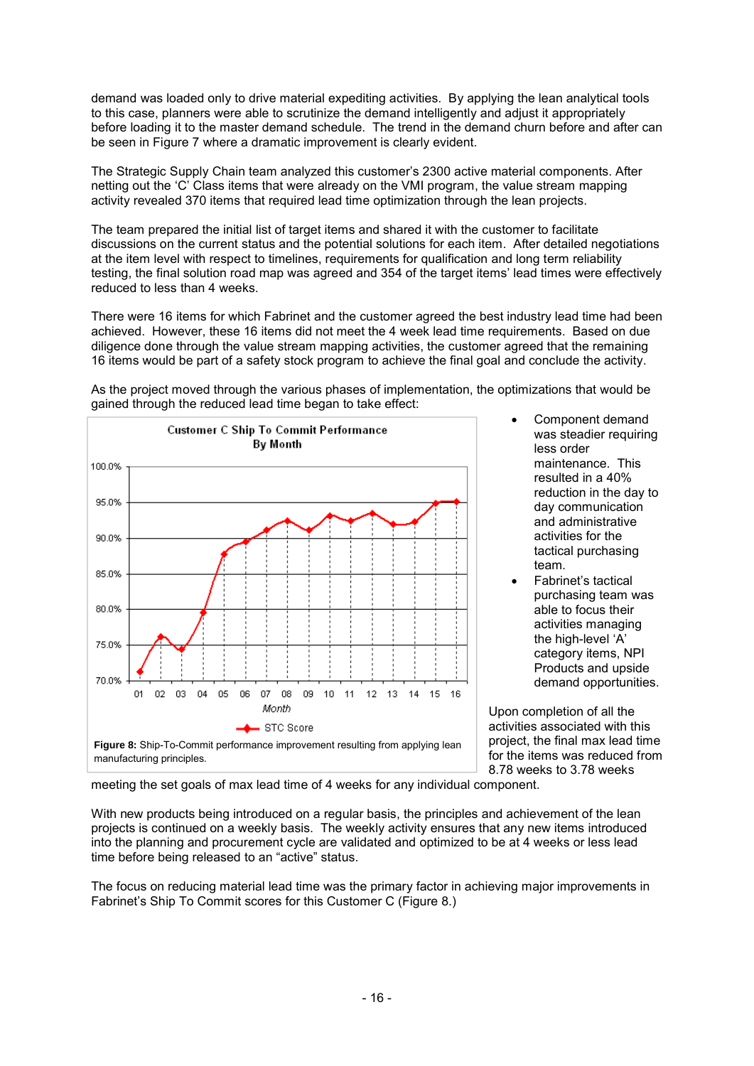demand was loaded only to drive material expediting activities. By applying the lean analytical tools to this case, planners were able to scrutinize the demand intelligently and adjust it appropriately before loading it to the master demand schedule. The trend in the demand churn before and after can be seen in Figure 7 where a dramatic improvement is clearly evident.

The Strategic Supply Chain team analyzed this customer's 2300 active material components. After netting out the 'C' Class items that were already on the VMI program, the value stream mapping activity revealed 370 items that required lead time optimization through the lean projects.

The team prepared the initial list of target items and shared it with the customer to facilitate discussions on the current status and the potential solutions for each item. After detailed negotiations at the item level with respect to timelines, requirements for qualification and long term reliability testing, the final solution road map was agreed and 354 of the target items' lead times were effectively reduced to less than 4 weeks.

There were 16 items for which Fabrinet and the customer agreed the best industry lead time had been achieved. However, these 16 items did not meet the 4 week lead time requirements. Based on due diligence done through the value stream mapping activities, the customer agreed that the remaining 16 items would be part of a safety stock program to achieve the final goal and conclude the activity.

As the project moved through the various phases of implementation, the optimizations that would be gained through the reduced lead time began to take effect:

- Component demand was steadier requiring less order maintenance. This resulted in a 40% reduction in the day to day communication and administrative activities for the tactical purchasing team.
- Fabrinet's tactical purchasing team was able to focus their activities managing the high-level 'A' category items, NPI Products and upside demand opportunities.

**Figure 8:** Ship-To-Commit performance improvement resulting from applying lean manufacturing principles.

Upon completion of all the activities associated with this project, the final max lead time for the items was reduced from 8.78 weeks to 3.78 weeks meeting the set goals of max lead time of 4 weeks for any individual component.

With new products being introduced on a regular basis, the principles and achievement of the lean projects is continued on a weekly basis. The weekly activity ensures that any new items introduced into the planning and procurement cycle are validated and optimized to be at 4 weeks or less lead time before being released to an "active" status.

The focus on reducing material lead time was the primary factor in achieving major improvements in Fabrinet's Ship To Commit scores for this Customer C (Figure 8.)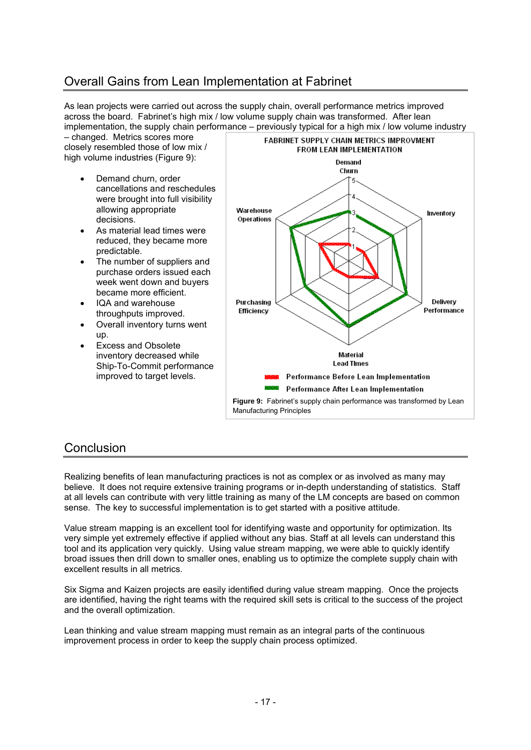## Overall Gains from Lean Implementation at Fabrinet

As lean projects were carried out across the supply chain, overall performance metrics improved across the board. Fabrinet's high mix / low volume supply chain was transformed. After lean implementation, the supply chain performance – previously typical for a high mix / low volume industry – changed. Metrics scores more closely resembled those of low mix / high volume industries (Figure 9):

- Demand churn, order cancellations and reschedules were brought into full visibility allowing appropriate decisions.
- As material lead times were reduced, they became more predictable.
- The number of suppliers and purchase orders issued each week went down and buyers became more efficient.
- IQA and warehouse throughputs improved.
- Overall inventory turns went up.
- Excess and Obsolete inventory decreased while Ship-To-Commit performance improved to target levels.

**FABRINET SUPPLY CHAIN METRICS IMPROVMENT FROM LEAN IMPLEMENTATION**

Axes: Demand Churn, Inventory, Delivery Performance, Material Lead Times, Purchasing Efficiency, Warehouse Operations (scale 1–5)

Performance Before Lean Implementation

Performance After Lean Implementation

**Figure 9:** Fabrinet's supply chain performance was transformed by Lean Manufacturing Principles

## Conclusion

Realizing benefits of lean manufacturing practices is not as complex or as involved as many may believe. It does not require extensive training programs or in-depth understanding of statistics. Staff at all levels can contribute with very little training as many of the LM concepts are based on common sense. The key to successful implementation is to get started with a positive attitude.

Value stream mapping is an excellent tool for identifying waste and opportunity for optimization. Its very simple yet extremely effective if applied without any bias. Staff at all levels can understand this tool and its application very quickly. Using value stream mapping, we were able to quickly identify broad issues then drill down to smaller ones, enabling us to optimize the complete supply chain with excellent results in all metrics.

Six Sigma and Kaizen projects are easily identified during value stream mapping. Once the projects are identified, having the right teams with the required skill sets is critical to the success of the project and the overall optimization.

Lean thinking and value stream mapping must remain as an integral parts of the continuous improvement process in order to keep the supply chain process optimized.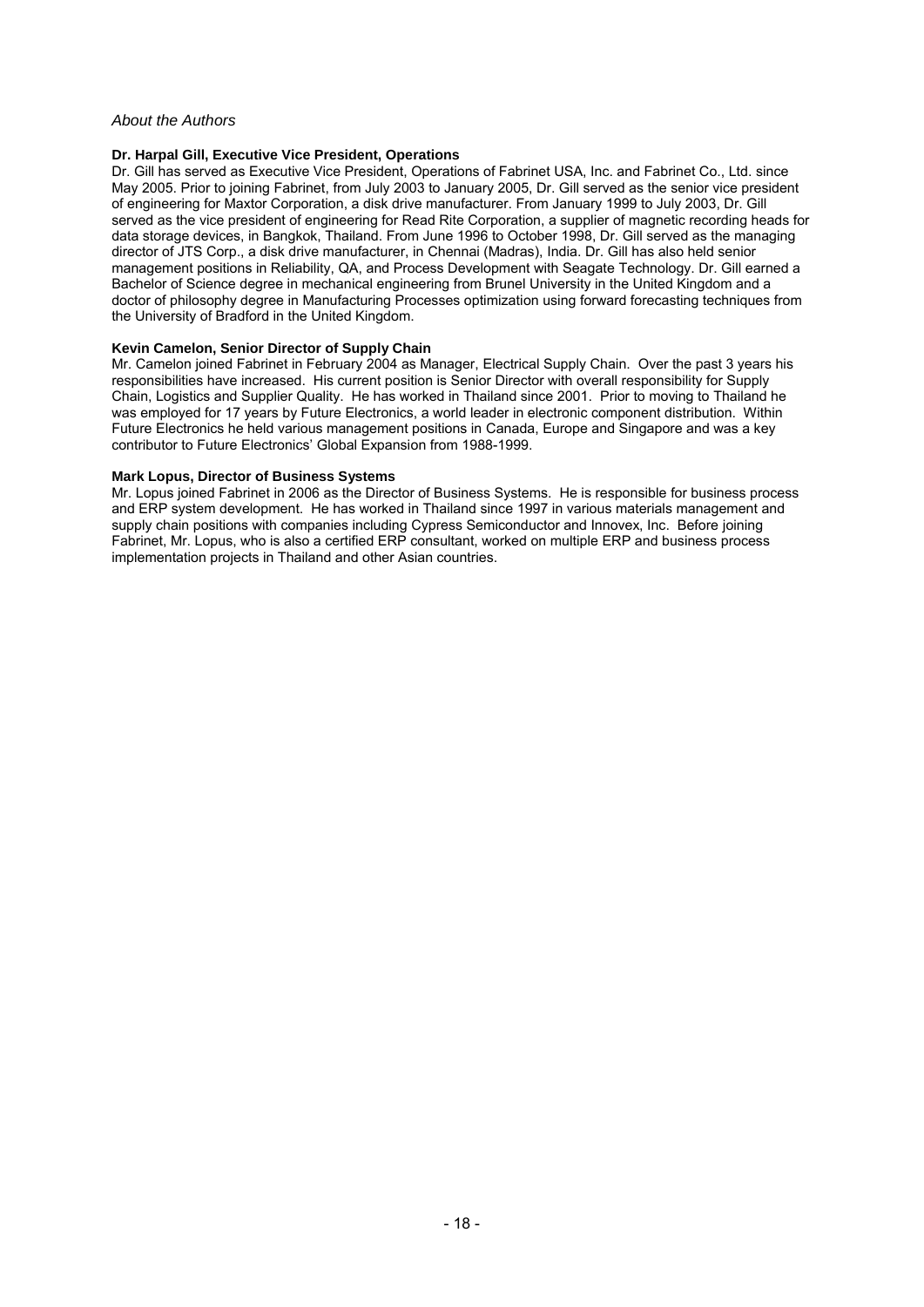*About the Authors*

**Dr. Harpal Gill, Executive Vice President, Operations**

Dr. Gill has served as Executive Vice President, Operations of Fabrinet USA, Inc. and Fabrinet Co., Ltd. since May 2005. Prior to joining Fabrinet, from July 2003 to January 2005, Dr. Gill served as the senior vice president of engineering for Maxtor Corporation, a disk drive manufacturer. From January 1999 to July 2003, Dr. Gill served as the vice president of engineering for Read Rite Corporation, a supplier of magnetic recording heads for data storage devices, in Bangkok, Thailand. From June 1996 to October 1998, Dr. Gill served as the managing director of JTS Corp., a disk drive manufacturer, in Chennai (Madras), India. Dr. Gill has also held senior management positions in Reliability, QA, and Process Development with Seagate Technology. Dr. Gill earned a Bachelor of Science degree in mechanical engineering from Brunel University in the United Kingdom and a doctor of philosophy degree in Manufacturing Processes optimization using forward forecasting techniques from the University of Bradford in the United Kingdom.

**Kevin Camelon, Senior Director of Supply Chain**

Mr. Camelon joined Fabrinet in February 2004 as Manager, Electrical Supply Chain. Over the past 3 years his responsibilities have increased. His current position is Senior Director with overall responsibility for Supply Chain, Logistics and Supplier Quality. He has worked in Thailand since 2001. Prior to moving to Thailand he was employed for 17 years by Future Electronics, a world leader in electronic component distribution. Within Future Electronics he held various management positions in Canada, Europe and Singapore and was a key contributor to Future Electronics' Global Expansion from 1988-1999.

**Mark Lopus, Director of Business Systems**

Mr. Lopus joined Fabrinet in 2006 as the Director of Business Systems. He is responsible for business process and ERP system development. He has worked in Thailand since 1997 in various materials management and supply chain positions with companies including Cypress Semiconductor and Innovex, Inc. Before joining Fabrinet, Mr. Lopus, who is also a certified ERP consultant, worked on multiple ERP and business process implementation projects in Thailand and other Asian countries.